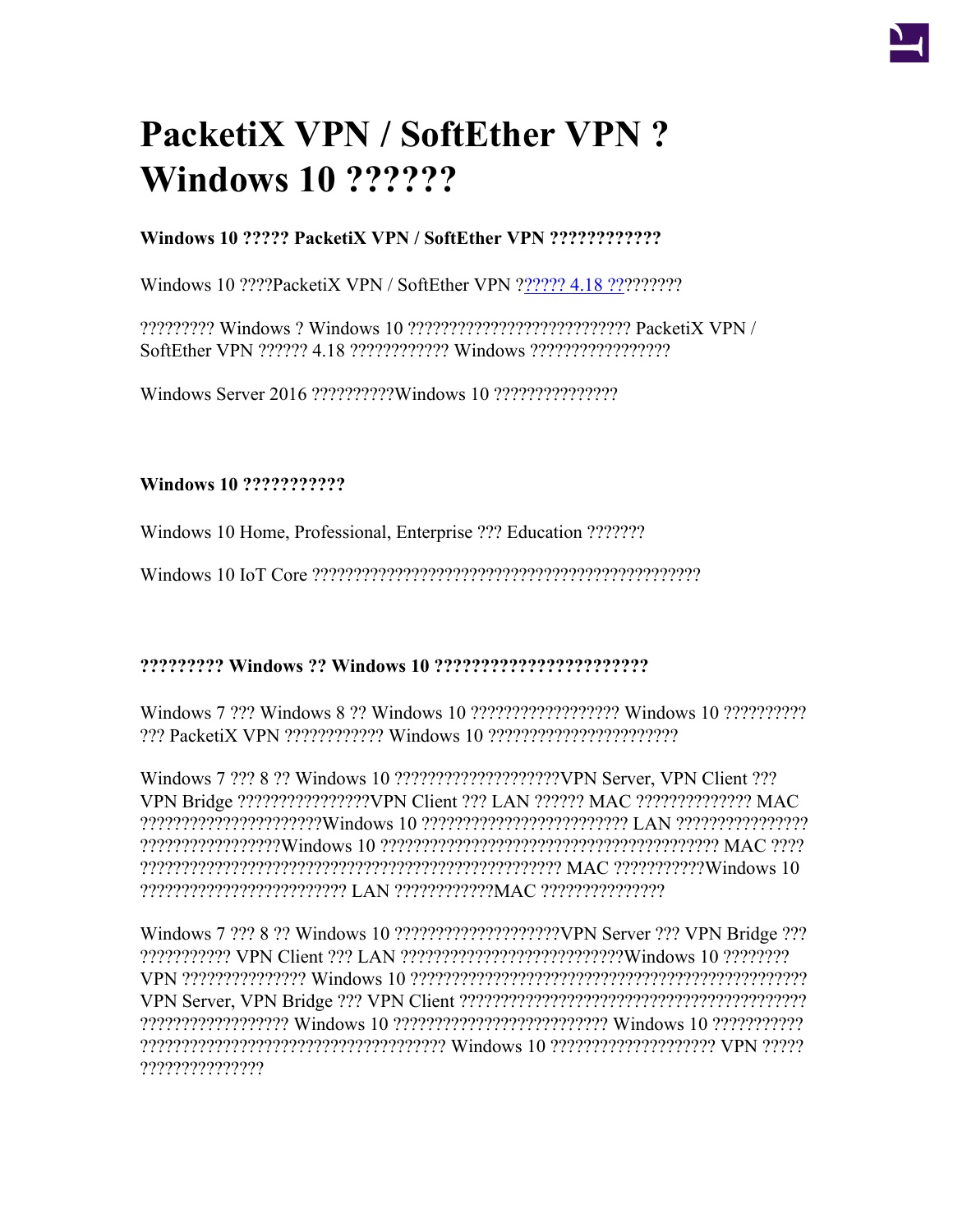# PacketiX VPN / SoftEther VPN ? Windows 10 ??????

**Windows 10 ????? PacketiX VPN / SoftEther VPN ????????????**

Windows 10 ????PacketiX VPN / SoftEther VPN ?????? 4.18 ?????????

????????? Windows ? Windows 10 ?????????????????????????? PacketiX VPN / SoftEther VPN ?????? 4.18 ???????????? Windows ????????????????

Windows Server 2016 ??????????Windows 10 ???????????????

**Windows 10 ???????????**

Windows 10 Home, Professional, Enterprise ??? Education ???????

Windows 10 IoT Core ???????????????????????????????????????????????

**????????? Windows ?? Windows 10 ??????????????????????**

Windows 7 ??? Windows 8 ?? Windows 10 ?????????????????? Windows 10 ?????????? ??? PacketiX VPN ???????????? Windows 10 ??????????????????????

Windows 7 ??? 8 ?? Windows 10 ????????????????????VPN Server, VPN Client ??? VPN Bridge ????????????????VPN Client ??? LAN ?????? MAC ?????????????? MAC ??????????????????????Windows 10 ???????????????????????? LAN ???????????????? ?????????????????Windows 10 ???????????????????????????????????????? MAC ???? ?????????????????????????????????????????????????? MAC ???????????Windows 10 ????????????????????????? LAN ????????????MAC ???????????????

Windows 7 ??? 8 ?? Windows 10 ????????????????????VPN Server ??? VPN Bridge ??? ??????????? VPN Client ??? LAN ???????????????????????????Windows 10 ???????? VPN ??????????????? Windows 10 ??????????????????????????????????????????????? VPN Server, VPN Bridge ??? VPN Client ??????????????????????????????????????????? ?????????????????? Windows 10 ?????????????????????????? Windows 10 ??????????? ????????????????????????????????????? Windows 10 ???????????????????? VPN ????? ???????????????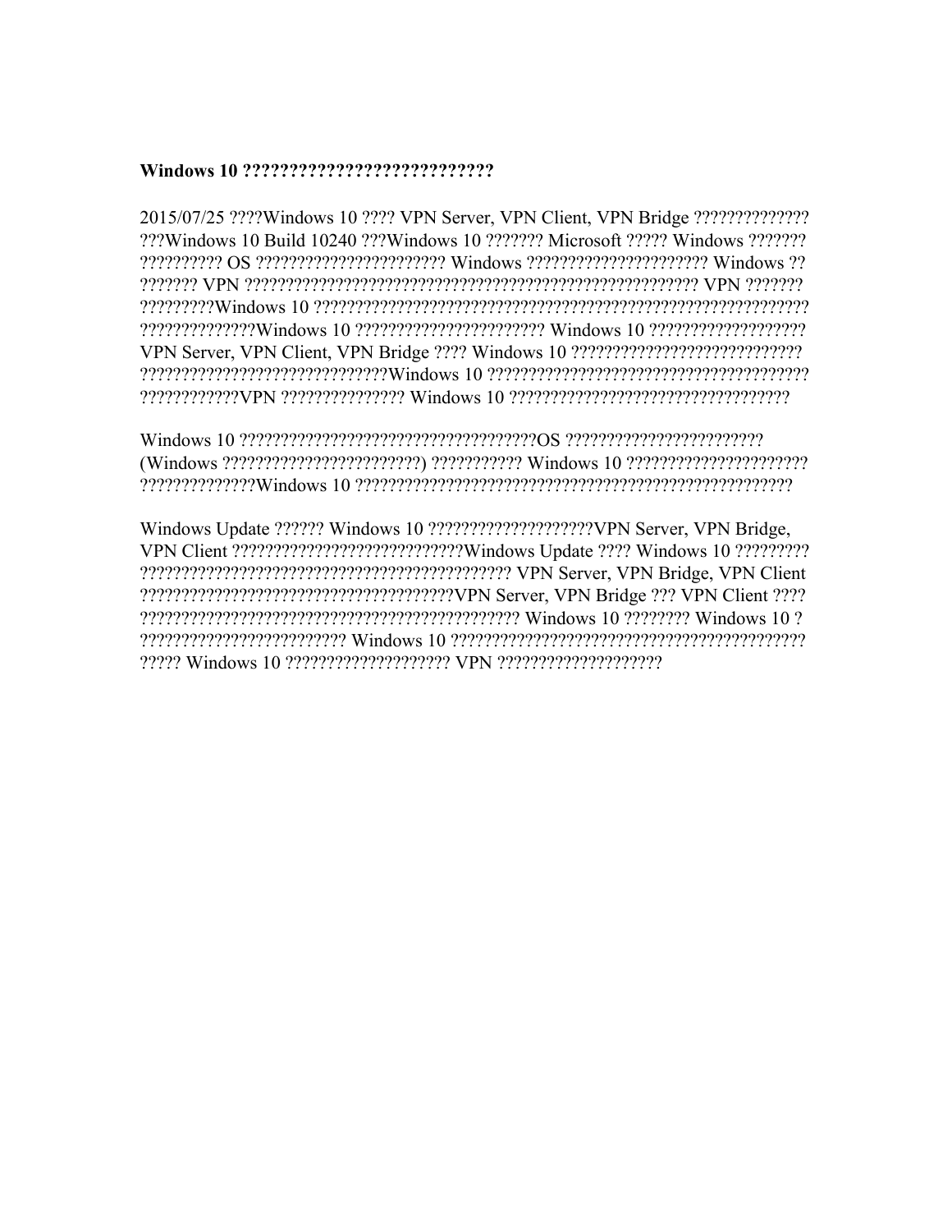**Windows 10 ???????????????????????????**

2015/07/25 ????Windows 10 ???? VPN Server, VPN Client, VPN Bridge ?????????????? ???Windows 10 Build 10240 ???Windows 10 ??????? Microsoft ????? Windows ??????? ?????????? OS ??????????????????????? Windows ?????????????????????? Windows ?? ??????? VPN ?????????????????????????????????????????????????????? VPN ??????? ?????????Windows 10 ???????????????????????????????????????????????????????????? ??????????????Windows 10 ?????????????????????? Windows 10 ??????????????????? VPN Server, VPN Client, VPN Bridge ???? Windows 10 ???????????????????????????? ???????????????????????????????Windows 10 ??????????????????????????????????????? ????????????VPN ??????????????? Windows 10 ???????????????????????????????????

Windows 10 ??????????????????????????????????????OS ????????????????????????? (Windows ?????????????????????????) ??????????? Windows 10 ?????????????????????? ??????????????Windows 10 ??????????????????????????????????????????????????????

Windows Update ?????? Windows 10 ????????????????????VPN Server, VPN Bridge, VPN Client ?????????????????????????????Windows Update ???? Windows 10 ????????? ?????????????????????????????????????????????? VPN Server, VPN Bridge, VPN Client ??????????????????????????????????????VPN Server, VPN Bridge ??? VPN Client ???? ?????????????????????????????????????????????? Windows 10 ???????? Windows 10 ? ????????????????????????? Windows 10 ??????????????????????????????????????????? ????? Windows 10 ???????????????????? VPN ????????????????????